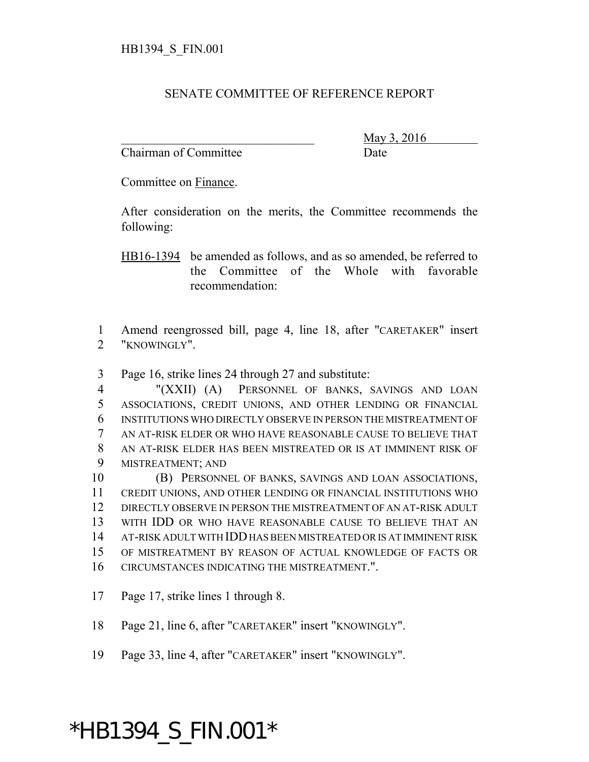HB1394_S_FIN.001

SENATE COMMITTEE OF REFERENCE REPORT

________________________________ May 3, 2016
Chairman of Committee Date

Committee on Finance.

After consideration on the merits, the Committee recommends the following:

HB16-1394 be amended as follows, and as so amended, be referred to the Committee of the Whole with favorable recommendation:

1 Amend reengrossed bill, page 4, line 18, after "CARETAKER" insert
2 "KNOWINGLY".

3 Page 16, strike lines 24 through 27 and substitute:
4 "(XXII) (A) PERSONNEL OF BANKS, SAVINGS AND LOAN
5 ASSOCIATIONS, CREDIT UNIONS, AND OTHER LENDING OR FINANCIAL
6 INSTITUTIONS WHO DIRECTLY OBSERVE IN PERSON THE MISTREATMENT OF
7 AN AT-RISK ELDER OR WHO HAVE REASONABLE CAUSE TO BELIEVE THAT
8 AN AT-RISK ELDER HAS BEEN MISTREATED OR IS AT IMMINENT RISK OF
9 MISTREATMENT; AND
10 (B) PERSONNEL OF BANKS, SAVINGS AND LOAN ASSOCIATIONS,
11 CREDIT UNIONS, AND OTHER LENDING OR FINANCIAL INSTITUTIONS WHO
12 DIRECTLY OBSERVE IN PERSON THE MISTREATMENT OF AN AT-RISK ADULT
13 WITH IDD OR WHO HAVE REASONABLE CAUSE TO BELIEVE THAT AN
14 AT-RISK ADULT WITH IDD HAS BEEN MISTREATED OR IS AT IMMINENT RISK
15 OF MISTREATMENT BY REASON OF ACTUAL KNOWLEDGE OF FACTS OR
16 CIRCUMSTANCES INDICATING THE MISTREATMENT.".

17 Page 17, strike lines 1 through 8.

18 Page 21, line 6, after "CARETAKER" insert "KNOWINGLY".

19 Page 33, line 4, after "CARETAKER" insert "KNOWINGLY".

*HB1394_S_FIN.001*